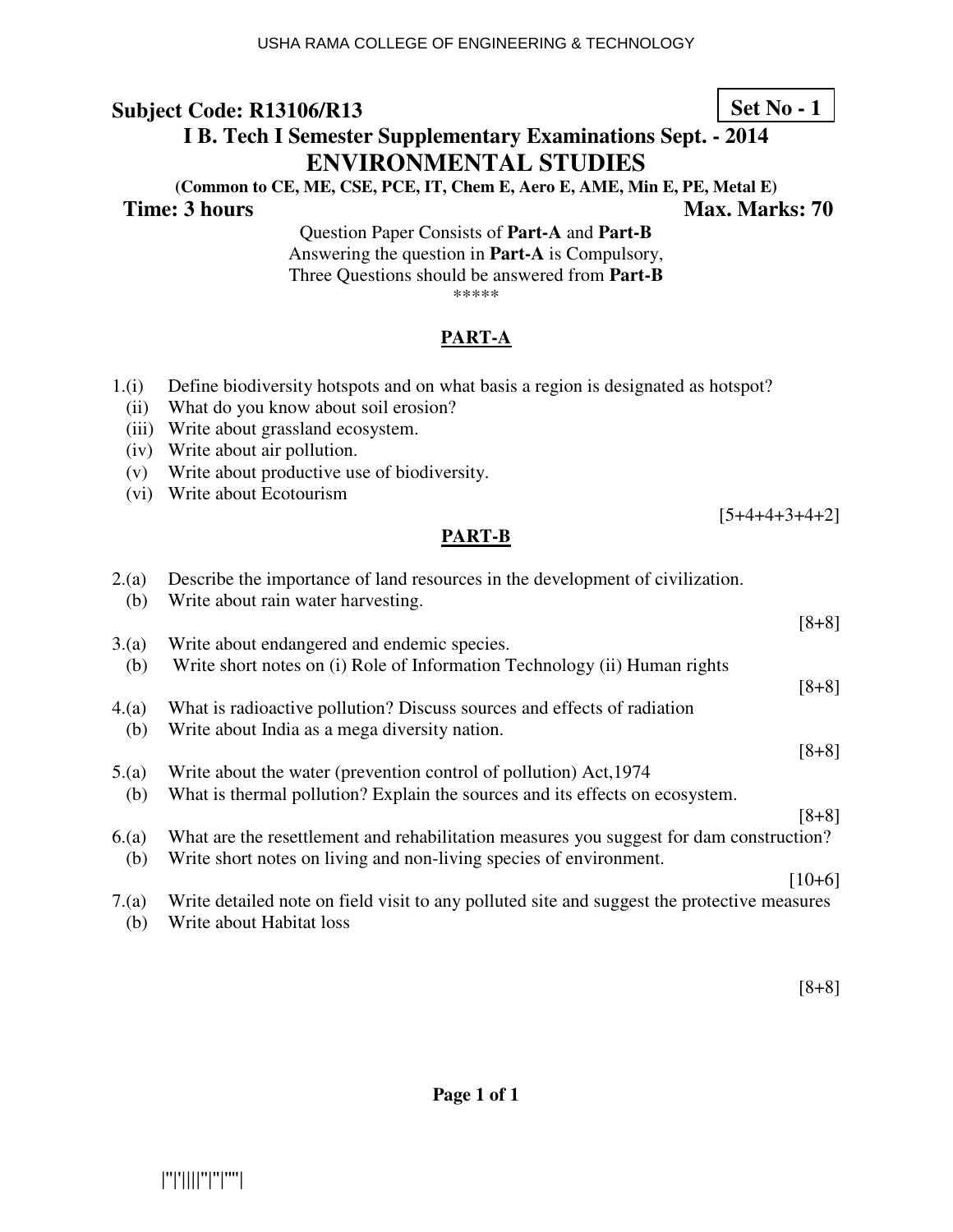**Subject Code: R13106/R13** **Set No - 1**

## I B. Tech I Semester Supplementary Examinations Sept. - 2014

# ENVIRONMENTAL STUDIES

**(Common to CE, ME, CSE, PCE, IT, Chem E, Aero E, AME, Min E, PE, Metal E)**

**Time: 3 hours** **Max. Marks: 70**

Question Paper Consists of **Part-A** and **Part-B**
Answering the question in **Part-A** is Compulsory,
Three Questions should be answered from **Part-B**

*****

## PART-A

1.(i) Define biodiversity hotspots and on what basis a region is designated as hotspot?
(ii) What do you know about soil erosion?
(iii) Write about grassland ecosystem.
(iv) Write about air pollution.
(v) Write about productive use of biodiversity.
(vi) Write about Ecotourism

[5+4+4+3+4+2]

## PART-B

2.(a) Describe the importance of land resources in the development of civilization.
(b) Write about rain water harvesting.

[8+8]

3.(a) Write about endangered and endemic species.
(b) Write short notes on (i) Role of Information Technology (ii) Human rights

[8+8]

4.(a) What is radioactive pollution? Discuss sources and effects of radiation
(b) Write about India as a mega diversity nation.

[8+8]

5.(a) Write about the water (prevention control of pollution) Act,1974
(b) What is thermal pollution? Explain the sources and its effects on ecosystem.

[8+8]

6.(a) What are the resettlement and rehabilitation measures you suggest for dam construction?
(b) Write short notes on living and non-living species of environment.

[10+6]

7.(a) Write detailed note on field visit to any polluted site and suggest the protective measures
(b) Write about Habitat loss

[8+8]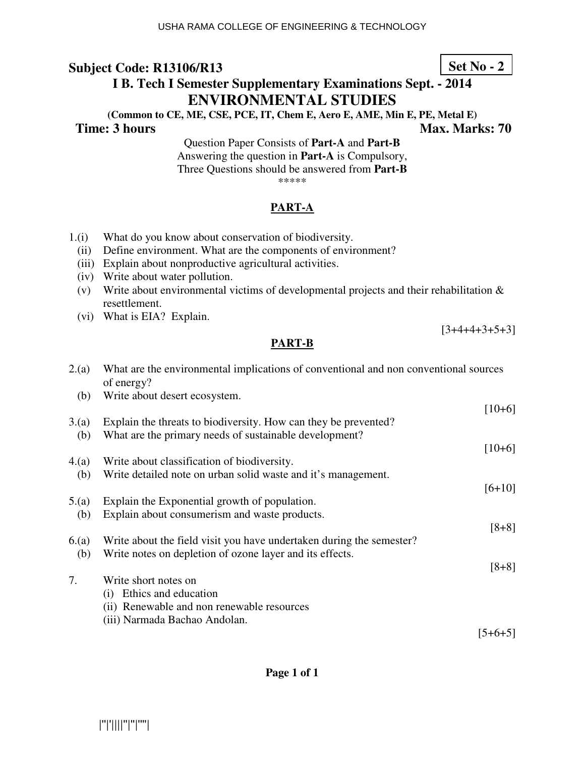**Subject Code: R13106/R13**

**Set No - 2**

# I B. Tech I Semester Supplementary Examinations Sept. - 2014

# ENVIRONMENTAL STUDIES

**(Common to CE, ME, CSE, PCE, IT, Chem E, Aero E, AME, Min E, PE, Metal E)**

**Time: 3 hours** **Max. Marks: 70**

Question Paper Consists of **Part-A** and **Part-B**
Answering the question in **Part-A** is Compulsory,
Three Questions should be answered from **Part-B**

*****

## PART-A

1.(i) What do you know about conservation of biodiversity.
(ii) Define environment. What are the components of environment?
(iii) Explain about nonproductive agricultural activities.
(iv) Write about water pollution.
(v) Write about environmental victims of developmental projects and their rehabilitation & resettlement.
(vi) What is EIA? Explain.

[3+4+4+3+5+3]

## PART-B

2.(a) What are the environmental implications of conventional and non conventional sources of energy?
(b) Write about desert ecosystem.

[10+6]

3.(a) Explain the threats to biodiversity. How can they be prevented?
(b) What are the primary needs of sustainable development?

[10+6]

4.(a) Write about classification of biodiversity.
(b) Write detailed note on urban solid waste and it's management.

[6+10]

5.(a) Explain the Exponential growth of population.
(b) Explain about consumerism and waste products.

[8+8]

6.(a) Write about the field visit you have undertaken during the semester?
(b) Write notes on depletion of ozone layer and its effects.

[8+8]

7. Write short notes on
(i) Ethics and education
(ii) Renewable and non renewable resources
(iii) Narmada Bachao Andolan.

[5+6+5]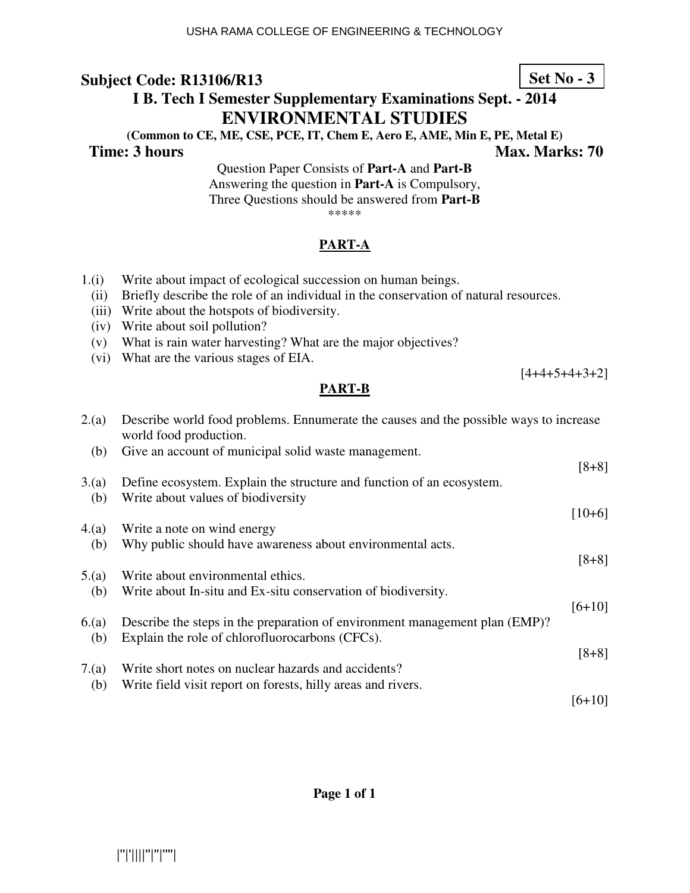**Subject Code: R13106/R13** **Set No - 3**

**I B. Tech I Semester Supplementary Examinations Sept. - 2014**

# ENVIRONMENTAL STUDIES

**(Common to CE, ME, CSE, PCE, IT, Chem E, Aero E, AME, Min E, PE, Metal E)**

**Time: 3 hours** **Max. Marks: 70**

Question Paper Consists of **Part-A** and **Part-B**
Answering the question in **Part-A** is Compulsory,
Three Questions should be answered from **Part-B**

\*\*\*\*\*

## PART-A

1.(i) Write about impact of ecological succession on human beings.
(ii) Briefly describe the role of an individual in the conservation of natural resources.
(iii) Write about the hotspots of biodiversity.
(iv) Write about soil pollution?
(v) What is rain water harvesting? What are the major objectives?
(vi) What are the various stages of EIA.

[4+4+5+4+3+2]

## PART-B

2.(a) Describe world food problems. Ennumerate the causes and the possible ways to increase world food production.
(b) Give an account of municipal solid waste management.

[8+8]

3.(a) Define ecosystem. Explain the structure and function of an ecosystem.
(b) Write about values of biodiversity

[10+6]

4.(a) Write a note on wind energy
(b) Why public should have awareness about environmental acts.

[8+8]

5.(a) Write about environmental ethics.
(b) Write about In-situ and Ex-situ conservation of biodiversity.

[6+10]

6.(a) Describe the steps in the preparation of environment management plan (EMP)?
(b) Explain the role of chlorofluorocarbons (CFCs).

[8+8]

7.(a) Write short notes on nuclear hazards and accidents?
(b) Write field visit report on forests, hilly areas and rivers.

[6+10]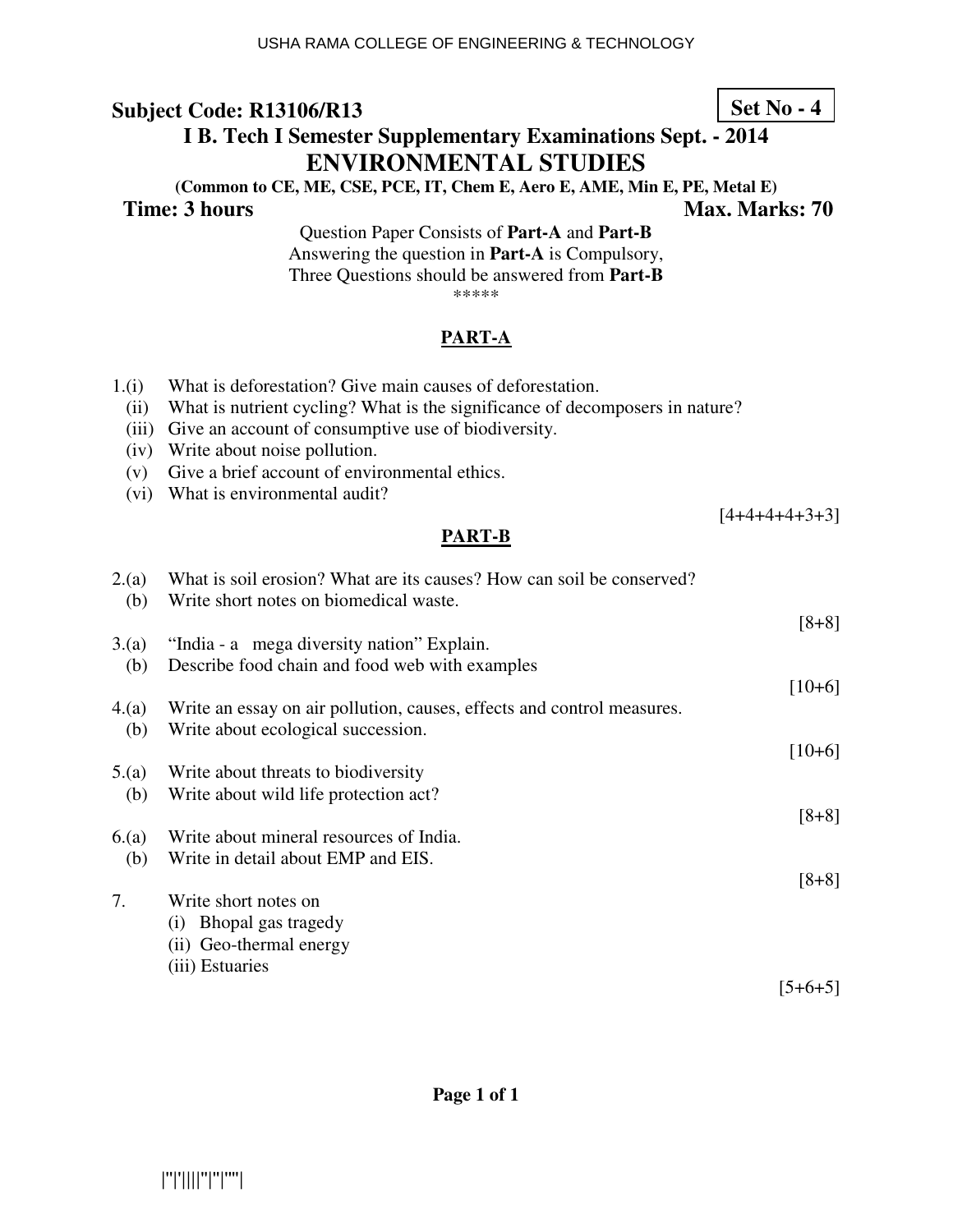**Subject Code: R13106/R13** **Set No - 4**

**I B. Tech I Semester Supplementary Examinations Sept. - 2014**

# ENVIRONMENTAL STUDIES

**(Common to CE, ME, CSE, PCE, IT, Chem E, Aero E, AME, Min E, PE, Metal E)**

**Time: 3 hours** **Max. Marks: 70**

Question Paper Consists of **Part-A** and **Part-B**
Answering the question in **Part-A** is Compulsory,
Three Questions should be answered from **Part-B**

*****

## PART-A

1.(i) What is deforestation? Give main causes of deforestation.
(ii) What is nutrient cycling? What is the significance of decomposers in nature?
(iii) Give an account of consumptive use of biodiversity.
(iv) Write about noise pollution.
(v) Give a brief account of environmental ethics.
(vi) What is environmental audit?

[4+4+4+4+3+3]

## PART-B

2.(a) What is soil erosion? What are its causes? How can soil be conserved?
(b) Write short notes on biomedical waste.

[8+8]

3.(a) "India - a mega diversity nation" Explain.
(b) Describe food chain and food web with examples

[10+6]

4.(a) Write an essay on air pollution, causes, effects and control measures.
(b) Write about ecological succession.

[10+6]

5.(a) Write about threats to biodiversity
(b) Write about wild life protection act?

[8+8]

6.(a) Write about mineral resources of India.
(b) Write in detail about EMP and EIS.

[8+8]

7. Write short notes on
(i) Bhopal gas tragedy
(ii) Geo-thermal energy
(iii) Estuaries

[5+6+5]